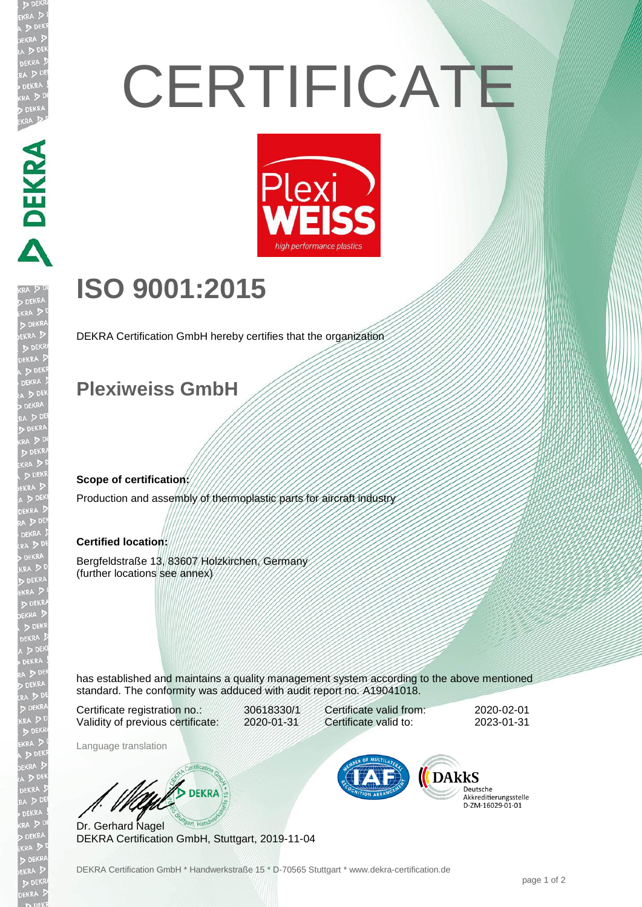# CERTIFICATE

# ISO 9001:2015

DEKRA Certification GmbH hereby certifies that the organization

## Plexiweiss GmbH

**Scope of certification:**

Production and assembly of thermoplastic parts for aircraft industry

**Certified location:**

Bergfeldstraße 13, 83607 Holzkirchen, Germany
(further locations see annex)

has established and maintains a quality management system according to the above mentioned standard. The conformity was adduced with audit report no. A19041018.

| | | | |
|---|---|---|---|
| Certificate registration no.: | 30618330/1 | Certificate valid from: | 2020-02-01 |
| Validity of previous certificate: | 2020-01-31 | Certificate valid to: | 2023-01-31 |

Language translation

Dr. Gerhard Nagel
DEKRA Certification GmbH, Stuttgart, 2019-11-04

DAkkS Deutsche Akkreditierungsstelle D-ZM-16029-01-01

DEKRA Certification GmbH * Handwerkstraße 15 * D-70565 Stuttgart * www.dekra-certification.de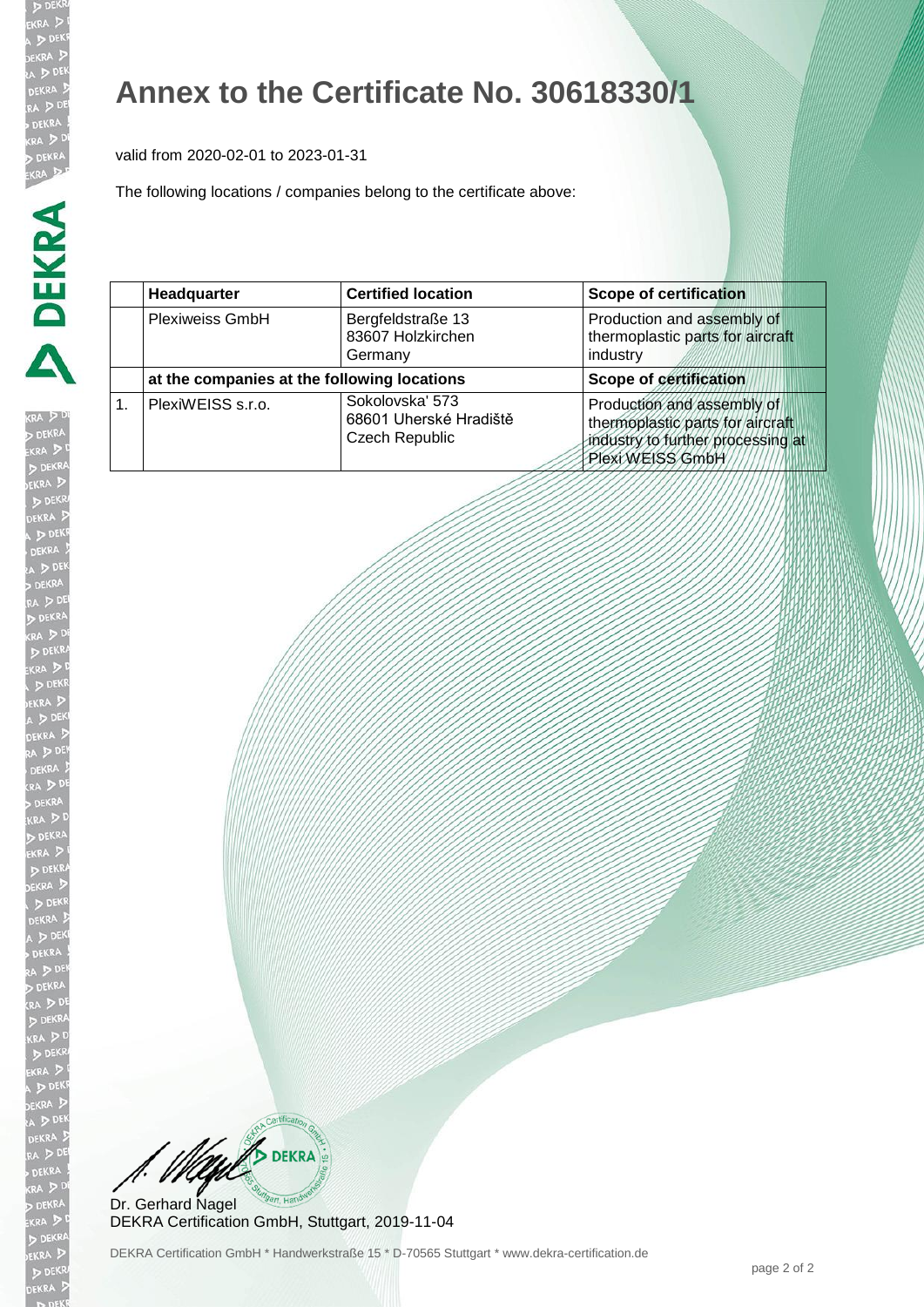# Annex to the Certificate No. 30618330/1

valid from 2020-02-01 to 2023-01-31

The following locations / companies belong to the certificate above:

| | Headquarter | Certified location | Scope of certification |
|---|---|---|---|
| | Plexiweiss GmbH | Bergfeldstraße 13<br>83607 Holzkirchen<br>Germany | Production and assembly of thermoplastic parts for aircraft industry |
| | **at the companies at the following locations** | | **Scope of certification** |
| 1. | PlexiWEISS s.r.o. | Sokolovska' 573<br>68601 Uherské Hradiště<br>Czech Republic | Production and assembly of thermoplastic parts for aircraft industry to further processing at Plexi WEISS GmbH |

Dr. Gerhard Nagel
DEKRA Certification GmbH, Stuttgart, 2019-11-04

DEKRA Certification GmbH * Handwerkstraße 15 * D-70565 Stuttgart * www.dekra-certification.de